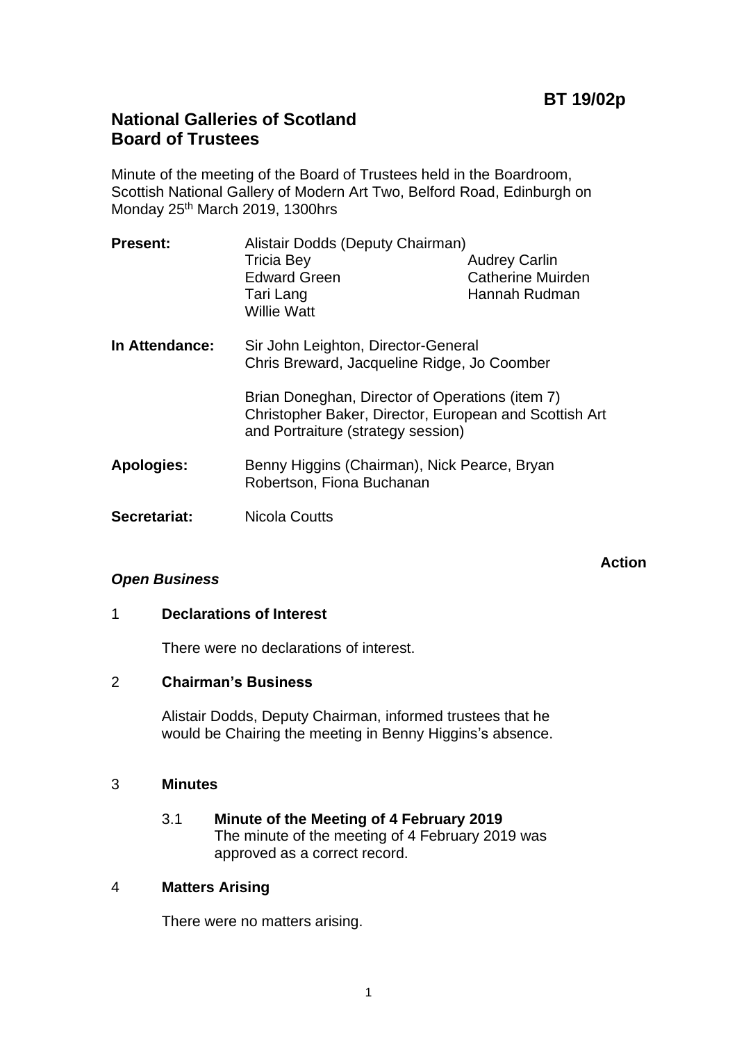**BT 19/02p**

# National Galleries of Scotland
# Board of Trustees

Minute of the meeting of the Board of Trustees held in the Boardroom, Scottish National Gallery of Modern Art Two, Belford Road, Edinburgh on Monday 25th March 2019, 1300hrs

**Present:** Alistair Dodds (Deputy Chairman)
Tricia Bey, Audrey Carlin
Edward Green, Catherine Muirden
Tari Lang, Hannah Rudman
Willie Watt

**In Attendance:** Sir John Leighton, Director-General
Chris Breward, Jacqueline Ridge, Jo Coomber

Brian Doneghan, Director of Operations (item 7)
Christopher Baker, Director, European and Scottish Art and Portraiture (strategy session)

**Apologies:** Benny Higgins (Chairman), Nick Pearce, Bryan Robertson, Fiona Buchanan

**Secretariat:** Nicola Coutts

**Action**

***Open Business***

1 **Declarations of Interest**

There were no declarations of interest.

2 **Chairman's Business**

Alistair Dodds, Deputy Chairman, informed trustees that he would be Chairing the meeting in Benny Higgins's absence.

3 **Minutes**

3.1 **Minute of the Meeting of 4 February 2019**
The minute of the meeting of 4 February 2019 was approved as a correct record.

4 **Matters Arising**

There were no matters arising.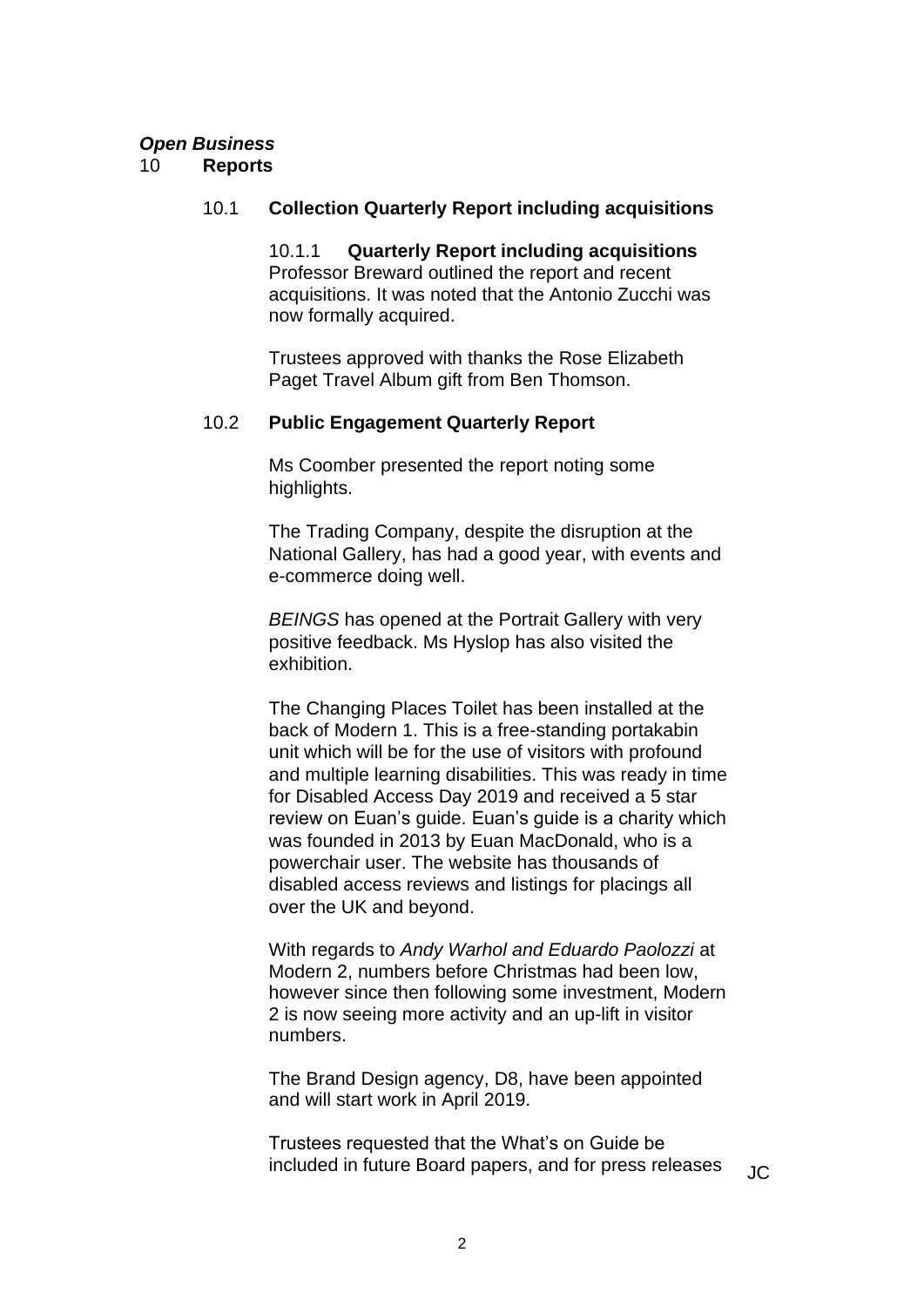*Open Business*

## 10 **Reports**

### 10.1 **Collection Quarterly Report including acquisitions**

**10.1.1 Quarterly Report including acquisitions**

Professor Breward outlined the report and recent acquisitions. It was noted that the Antonio Zucchi was now formally acquired.

Trustees approved with thanks the Rose Elizabeth Paget Travel Album gift from Ben Thomson.

### 10.2 **Public Engagement Quarterly Report**

Ms Coomber presented the report noting some highlights.

The Trading Company, despite the disruption at the National Gallery, has had a good year, with events and e-commerce doing well.

*BEINGS* has opened at the Portrait Gallery with very positive feedback. Ms Hyslop has also visited the exhibition.

The Changing Places Toilet has been installed at the back of Modern 1. This is a free-standing portakabin unit which will be for the use of visitors with profound and multiple learning disabilities. This was ready in time for Disabled Access Day 2019 and received a 5 star review on Euan's guide. Euan's guide is a charity which was founded in 2013 by Euan MacDonald, who is a powerchair user. The website has thousands of disabled access reviews and listings for placings all over the UK and beyond.

With regards to *Andy Warhol and Eduardo Paolozzi* at Modern 2, numbers before Christmas had been low, however since then following some investment, Modern 2 is now seeing more activity and an up-lift in visitor numbers.

The Brand Design agency, D8, have been appointed and will start work in April 2019.

Trustees requested that the What's on Guide be included in future Board papers, and for press releases JC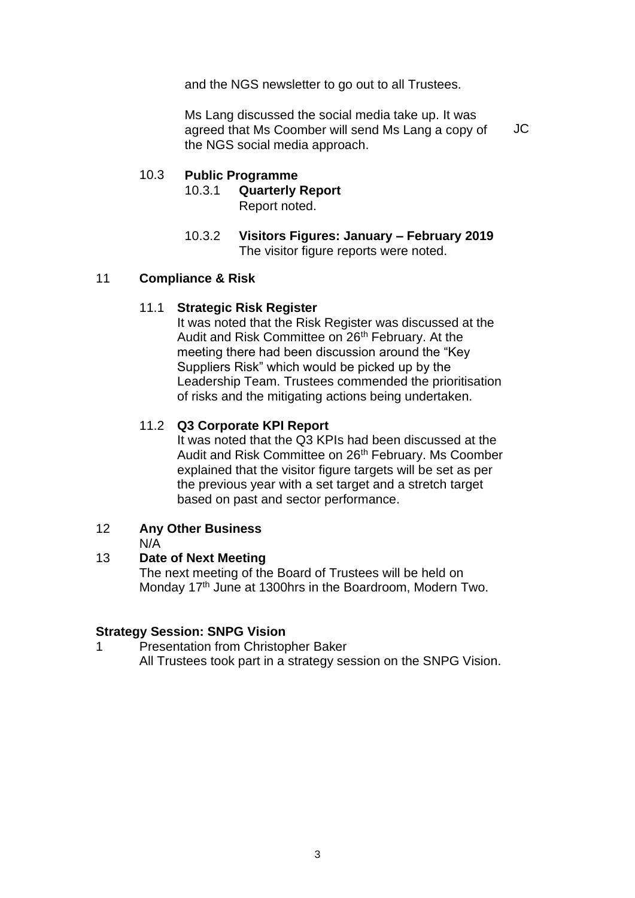and the NGS newsletter to go out to all Trustees.

Ms Lang discussed the social media take up. It was agreed that Ms Coomber will send Ms Lang a copy of the NGS social media approach. JC

10.3 **Public Programme**

10.3.1 **Quarterly Report**
Report noted.

10.3.2 **Visitors Figures: January – February 2019**
The visitor figure reports were noted.

11 **Compliance & Risk**

11.1 **Strategic Risk Register**
It was noted that the Risk Register was discussed at the Audit and Risk Committee on 26th February. At the meeting there had been discussion around the "Key Suppliers Risk" which would be picked up by the Leadership Team. Trustees commended the prioritisation of risks and the mitigating actions being undertaken.

11.2 **Q3 Corporate KPI Report**
It was noted that the Q3 KPIs had been discussed at the Audit and Risk Committee on 26th February. Ms Coomber explained that the visitor figure targets will be set as per the previous year with a set target and a stretch target based on past and sector performance.

12 **Any Other Business**
N/A

13 **Date of Next Meeting**
The next meeting of the Board of Trustees will be held on Monday 17th June at 1300hrs in the Boardroom, Modern Two.

**Strategy Session: SNPG Vision**

1 Presentation from Christopher Baker
All Trustees took part in a strategy session on the SNPG Vision.